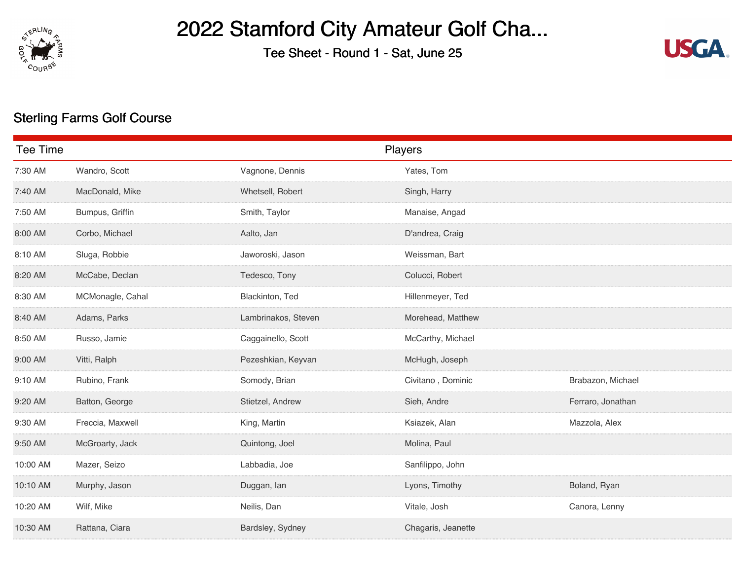# 2022 Stamford City Amateur Golf Cha...

Tee Sheet - Round 1 - Sat, June 25

## Sterling Farms Golf Course

| Tee Time | Players | | | |
|---|---|---|---|---|
| 7:30 AM | Wandro, Scott | Vagnone, Dennis | Yates, Tom | |
| 7:40 AM | MacDonald, Mike | Whetsell, Robert | Singh, Harry | |
| 7:50 AM | Bumpus, Griffin | Smith, Taylor | Manaise, Angad | |
| 8:00 AM | Corbo, Michael | Aalto, Jan | D'andrea, Craig | |
| 8:10 AM | Sluga, Robbie | Jaworoski, Jason | Weissman, Bart | |
| 8:20 AM | McCabe, Declan | Tedesco, Tony | Colucci, Robert | |
| 8:30 AM | MCMonagle, Cahal | Blackinton, Ted | Hillenmeyer, Ted | |
| 8:40 AM | Adams, Parks | Lambrinakos, Steven | Morehead, Matthew | |
| 8:50 AM | Russo, Jamie | Caggainello, Scott | McCarthy, Michael | |
| 9:00 AM | Vitti, Ralph | Pezeshkian, Keyvan | McHugh, Joseph | |
| 9:10 AM | Rubino, Frank | Somody, Brian | Civitano , Dominic | Brabazon, Michael |
| 9:20 AM | Batton, George | Stietzel, Andrew | Sieh, Andre | Ferraro, Jonathan |
| 9:30 AM | Freccia, Maxwell | King, Martin | Ksiazek, Alan | Mazzola, Alex |
| 9:50 AM | McGroarty, Jack | Quintong, Joel | Molina, Paul | |
| 10:00 AM | Mazer, Seizo | Labbadia, Joe | Sanfilippo, John | |
| 10:10 AM | Murphy, Jason | Duggan, Ian | Lyons, Timothy | Boland, Ryan |
| 10:20 AM | Wilf, Mike | Neilis, Dan | Vitale, Josh | Canora, Lenny |
| 10:30 AM | Rattana, Ciara | Bardsley, Sydney | Chagaris, Jeanette | |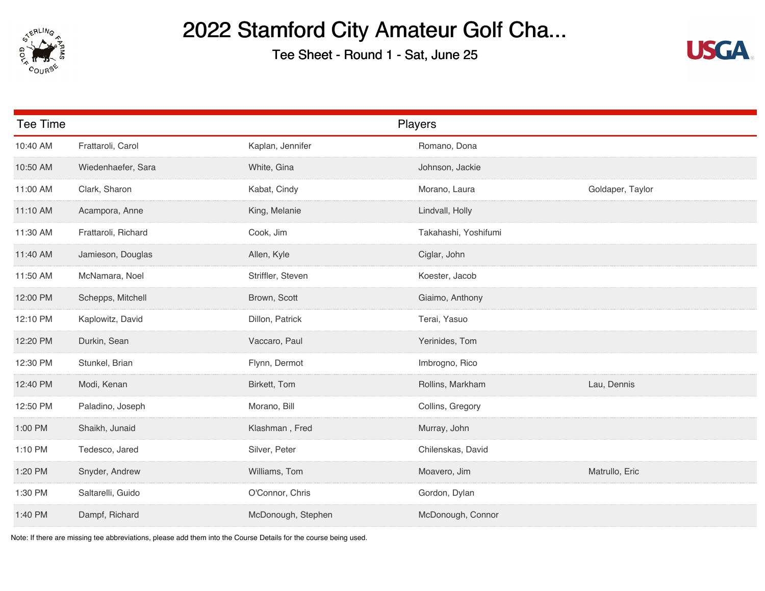# 2022 Stamford City Amateur Golf Cha...

## Tee Sheet - Round 1 - Sat, June 25

| Tee Time | Players | | | |
|---|---|---|---|---|
| 10:40 AM | Frattaroli, Carol | Kaplan, Jennifer | Romano, Dona | |
| 10:50 AM | Wiedenhaefer, Sara | White, Gina | Johnson, Jackie | |
| 11:00 AM | Clark, Sharon | Kabat, Cindy | Morano, Laura | Goldaper, Taylor |
| 11:10 AM | Acampora, Anne | King, Melanie | Lindvall, Holly | |
| 11:30 AM | Frattaroli, Richard | Cook, Jim | Takahashi, Yoshifumi | |
| 11:40 AM | Jamieson, Douglas | Allen, Kyle | Ciglar, John | |
| 11:50 AM | McNamara, Noel | Striffler, Steven | Koester, Jacob | |
| 12:00 PM | Schepps, Mitchell | Brown, Scott | Giaimo, Anthony | |
| 12:10 PM | Kaplowitz, David | Dillon, Patrick | Terai, Yasuo | |
| 12:20 PM | Durkin, Sean | Vaccaro, Paul | Yerinides, Tom | |
| 12:30 PM | Stunkel, Brian | Flynn, Dermot | Imbrogno, Rico | |
| 12:40 PM | Modi, Kenan | Birkett, Tom | Rollins, Markham | Lau, Dennis |
| 12:50 PM | Paladino, Joseph | Morano, Bill | Collins, Gregory | |
| 1:00 PM | Shaikh, Junaid | Klashman , Fred | Murray, John | |
| 1:10 PM | Tedesco, Jared | Silver, Peter | Chilenskas, David | |
| 1:20 PM | Snyder, Andrew | Williams, Tom | Moavero, Jim | Matrullo, Eric |
| 1:30 PM | Saltarelli, Guido | O'Connor, Chris | Gordon, Dylan | |
| 1:40 PM | Dampf, Richard | McDonough, Stephen | McDonough, Connor | |

Note: If there are missing tee abbreviations, please add them into the Course Details for the course being used.